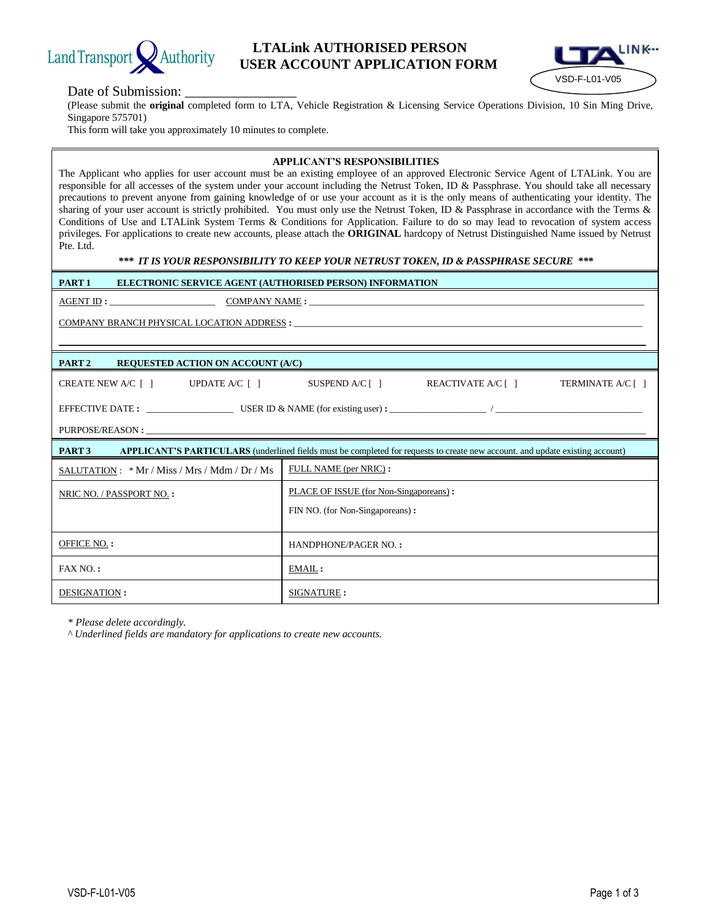Land Transport Authority

# LTALink AUTHORISED PERSON USER ACCOUNT APPLICATION FORM

VSD-F-L01-V05

Date of Submission: _________________

(Please submit the **original** completed form to LTA, Vehicle Registration & Licensing Service Operations Division, 10 Sin Ming Drive, Singapore 575701)

This form will take you approximately 10 minutes to complete.

## APPLICANT'S RESPONSIBILITIES

The Applicant who applies for user account must be an existing employee of an approved Electronic Service Agent of LTALink. You are responsible for all accesses of the system under your account including the Netrust Token, ID & Passphrase. You should take all necessary precautions to prevent anyone from gaining knowledge of or use your account as it is the only means of authenticating your identity. The sharing of your user account is strictly prohibited. You must only use the Netrust Token, ID & Passphrase in accordance with the Terms & Conditions of Use and LTALink System Terms & Conditions for Application. Failure to do so may lead to revocation of system access privileges. For applications to create new accounts, please attach the **ORIGINAL** hardcopy of Netrust Distinguished Name issued by Netrust Pte. Ltd.

***\*\*\* IT IS YOUR RESPONSIBILITY TO KEEP YOUR NETRUST TOKEN, ID & PASSPHRASE SECURE \*\*\****

## PART 1 ELECTRONIC SERVICE AGENT (AUTHORISED PERSON) INFORMATION

AGENT ID : ______________________ COMPANY NAME : ______________________________________________

COMPANY BRANCH PHYSICAL LOCATION ADDRESS : ______________________________________________

______________________________________________________________________________

## PART 2 REQUESTED ACTION ON ACCOUNT (A/C)

CREATE NEW A/C [ ] UPDATE A/C [ ] SUSPEND A/C [ ] REACTIVATE A/C [ ] TERMINATE A/C [ ]

EFFECTIVE DATE : __________________ USER ID & NAME (for existing user) : ____________________ / ______________________________

PURPOSE/REASON : ______________________________________________________________________________

## PART 3 APPLICANT'S PARTICULARS (underlined fields must be completed for requests to create new account. and update existing account)

| | |
|---|---|
| SALUTATION : * Mr / Miss / Mrs / Mdm / Dr / Ms | FULL NAME (per NRIC) : |
| NRIC NO. / PASSPORT NO. : | PLACE OF ISSUE (for Non-Singaporeans) :<br>FIN NO. (for Non-Singaporeans) : |
| OFFICE NO. : | HANDPHONE/PAGER NO. : |
| FAX NO. : | EMAIL : |
| DESIGNATION : | SIGNATURE : |

*\* Please delete accordingly.*

*^ Underlined fields are mandatory for applications to create new accounts.*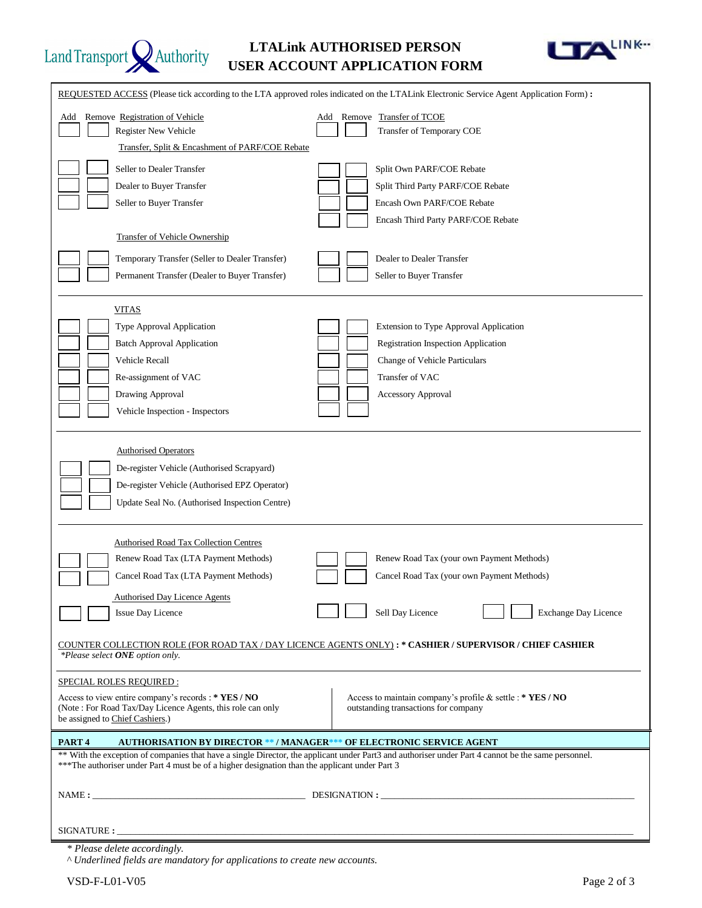# LTALink AUTHORISED PERSON USER ACCOUNT APPLICATION FORM

REQUESTED ACCESS (Please tick according to the LTA approved roles indicated on the LTALink Electronic Service Agent Application Form) **:**

| Add | Remove | Registration of Vehicle | Add | Remove | Transfer of TCOE |
|---|---|---|---|---|---|
| ☐ | ☐ | Register New Vehicle | ☐ | ☐ | Transfer of Temporary COE |

**Transfer, Split & Encashment of PARF/COE Rebate**

| Add | Remove | | Add | Remove | |
|---|---|---|---|---|---|
| ☐ | ☐ | Seller to Dealer Transfer | ☐ | ☐ | Split Own PARF/COE Rebate |
| ☐ | ☐ | Dealer to Buyer Transfer | ☐ | ☐ | Split Third Party PARF/COE Rebate |
| ☐ | ☐ | Seller to Buyer Transfer | ☐ | ☐ | Encash Own PARF/COE Rebate |
| | | | ☐ | ☐ | Encash Third Party PARF/COE Rebate |

**Transfer of Vehicle Ownership**

| Add | Remove | | Add | Remove | |
|---|---|---|---|---|---|
| ☐ | ☐ | Temporary Transfer (Seller to Dealer Transfer) | ☐ | ☐ | Dealer to Dealer Transfer |
| ☐ | ☐ | Permanent Transfer (Dealer to Buyer Transfer) | ☐ | ☐ | Seller to Buyer Transfer |

**VITAS**

| Add | Remove | | Add | Remove | |
|---|---|---|---|---|---|
| ☐ | ☐ | Type Approval Application | ☐ | ☐ | Extension to Type Approval Application |
| ☐ | ☐ | Batch Approval Application | ☐ | ☐ | Registration Inspection Application |
| ☐ | ☐ | Vehicle Recall | ☐ | ☐ | Change of Vehicle Particulars |
| ☐ | ☐ | Re-assignment of VAC | ☐ | ☐ | Transfer of VAC |
| ☐ | ☐ | Drawing Approval | ☐ | ☐ | Accessory Approval |
| ☐ | ☐ | Vehicle Inspection - Inspectors | ☐ | ☐ | |

**Authorised Operators**

| Add | Remove | |
|---|---|---|
| ☐ | ☐ | De-register Vehicle (Authorised Scrapyard) |
| ☐ | ☐ | De-register Vehicle (Authorised EPZ Operator) |
| ☐ | ☐ | Update Seal No. (Authorised Inspection Centre) |

**Authorised Road Tax Collection Centres**

| Add | Remove | | Add | Remove | |
|---|---|---|---|---|---|
| ☐ | ☐ | Renew Road Tax (LTA Payment Methods) | ☐ | ☐ | Renew Road Tax (your own Payment Methods) |
| ☐ | ☐ | Cancel Road Tax (LTA Payment Methods) | ☐ | ☐ | Cancel Road Tax (your own Payment Methods) |

**Authorised Day Licence Agents**

| Add | Remove | | Add | Remove | | Add | Remove | |
|---|---|---|---|---|---|---|---|---|
| ☐ | ☐ | Issue Day Licence | ☐ | ☐ | Sell Day Licence | ☐ | ☐ | Exchange Day Licence |

COUNTER COLLECTION ROLE (FOR ROAD TAX / DAY LICENCE AGENTS ONLY) **: * CASHIER / SUPERVISOR / CHIEF CASHIER**
*\*Please select **ONE** option only.*

SPECIAL ROLES REQUIRED :

Access to view entire company's records : **\* YES / NO**
(Note : For Road Tax/Day Licence Agents, this role can only be assigned to Chief Cashiers.)

Access to maintain company's profile & settle outstanding transactions for company : **\* YES / NO**

## PART 4 AUTHORISATION BY DIRECTOR ** / MANAGER*** OF ELECTRONIC SERVICE AGENT

** With the exception of companies that have a single Director, the applicant under Part3 and authoriser under Part 4 cannot be the same personnel.
***The authoriser under Part 4 must be of a higher designation than the applicant under Part 3

NAME **:** ____________________ DESIGNATION **:** ____________________

SIGNATURE **:** ____________________

*\* Please delete accordingly.*
*^ Underlined fields are mandatory for applications to create new accounts.*

VSD-F-L01-V05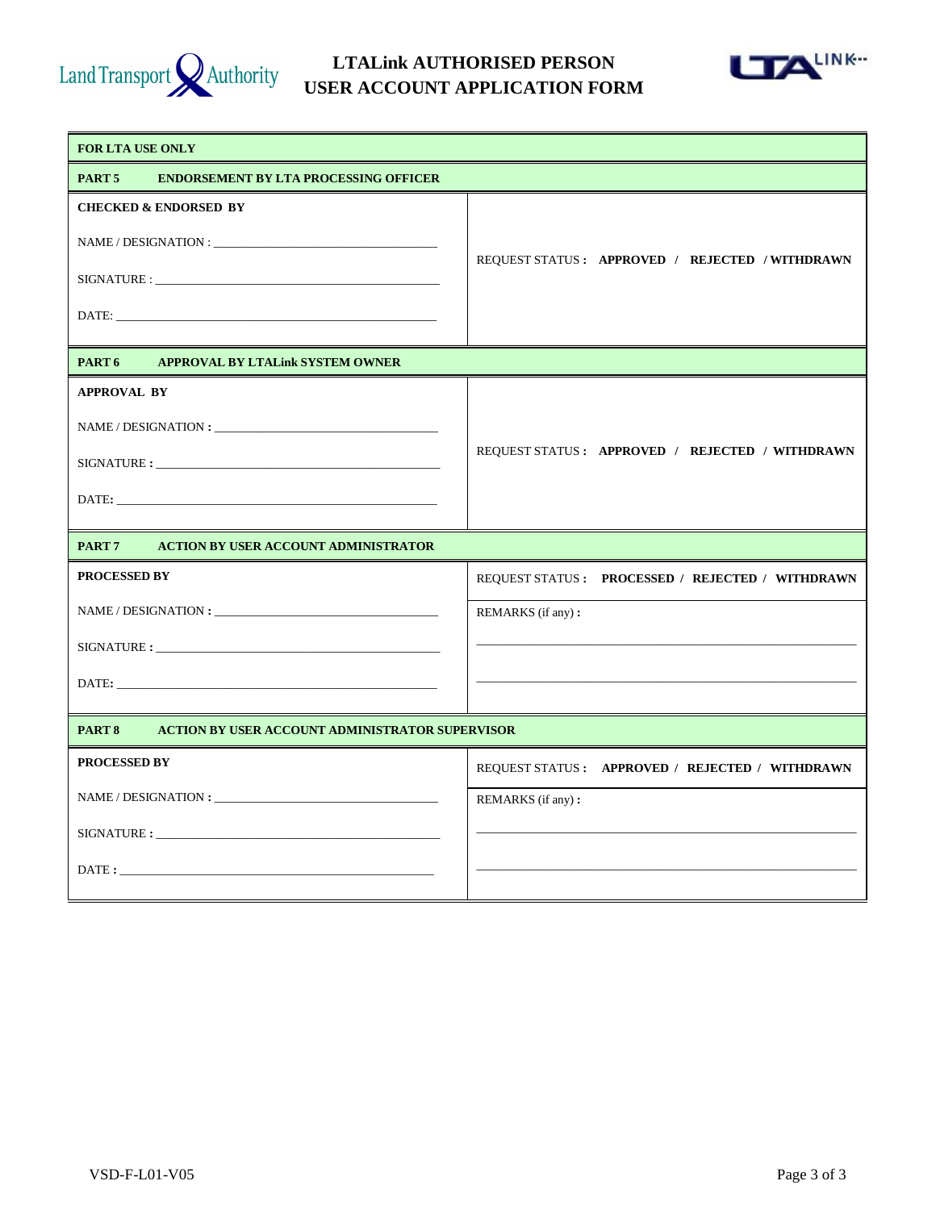Land Transport Authority

# LTALink AUTHORISED PERSON USER ACCOUNT APPLICATION FORM

LTA LINK

| | |
|---|---|
| **FOR LTA USE ONLY** | |
| **PART 5 ENDORSEMENT BY LTA PROCESSING OFFICER** | |
| **CHECKED & ENDORSED BY**<br><br>NAME / DESIGNATION : ______________________<br><br>SIGNATURE : ______________________<br><br>DATE: ______________________ | REQUEST STATUS : **APPROVED / REJECTED / WITHDRAWN** |
| **PART 6 APPROVAL BY LTALink SYSTEM OWNER** | |
| **APPROVAL BY**<br><br>NAME / DESIGNATION **:** ______________________<br><br>SIGNATURE **:** ______________________<br><br>DATE**:** ______________________ | REQUEST STATUS : **APPROVED / REJECTED / WITHDRAWN** |
| **PART 7 ACTION BY USER ACCOUNT ADMINISTRATOR** | |
| **PROCESSED BY**<br><br>NAME / DESIGNATION **:** ______________________<br><br>SIGNATURE **:** ______________________<br><br>DATE**:** ______________________ | REQUEST STATUS : **PROCESSED / REJECTED / WITHDRAWN**<br><br>REMARKS (if any) **:**<br><br>______________________<br><br>______________________ |
| **PART 8 ACTION BY USER ACCOUNT ADMINISTRATOR SUPERVISOR** | |
| **PROCESSED BY**<br><br>NAME / DESIGNATION **:** ______________________<br><br>SIGNATURE **:** ______________________<br><br>DATE **:** ______________________ | REQUEST STATUS : **APPROVED / REJECTED / WITHDRAWN**<br><br>REMARKS (if any) **:**<br><br>______________________<br><br>______________________ |

VSD-F-L01-V05